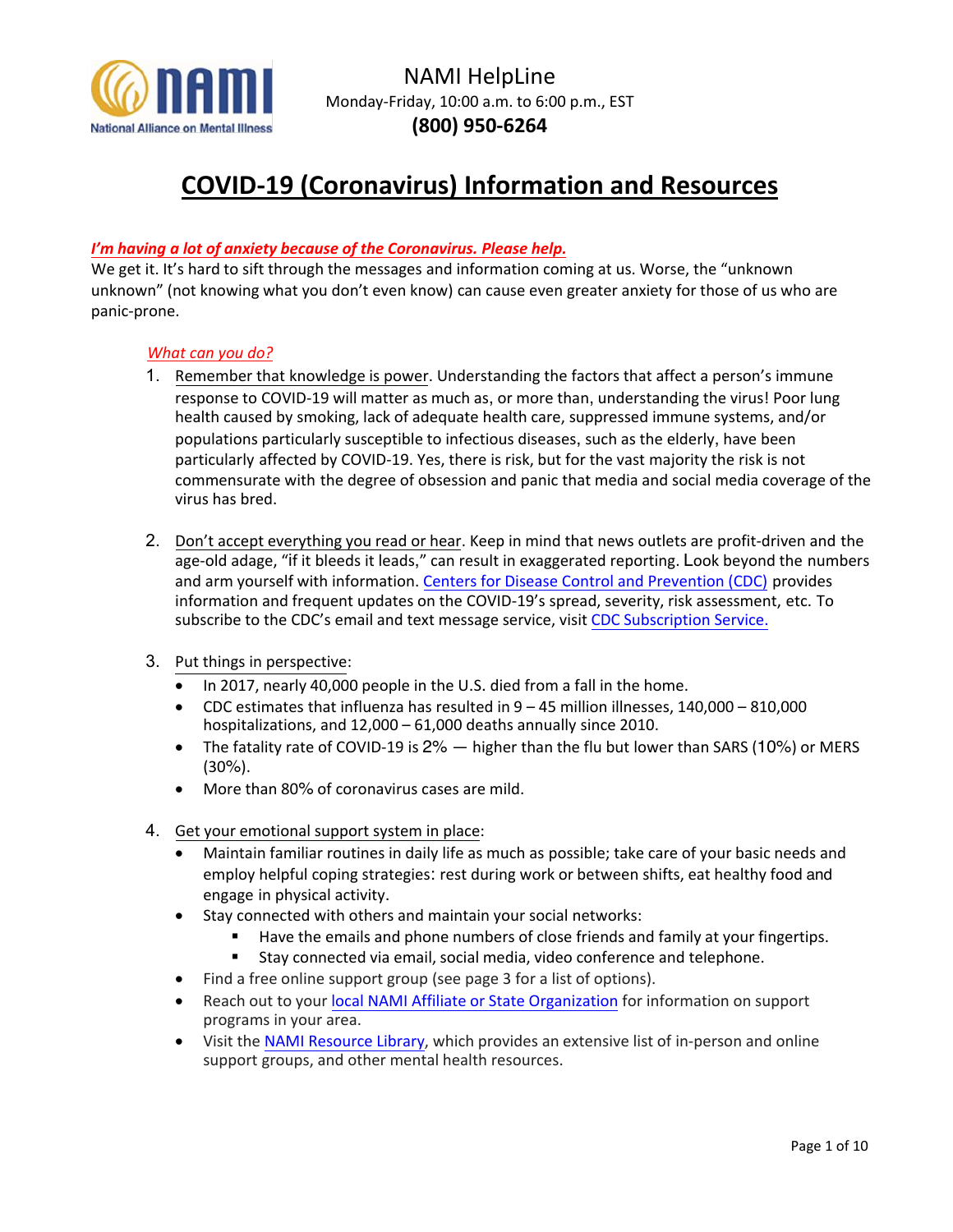NAMI HelpLine
Monday-Friday, 10:00 a.m. to 6:00 p.m., EST
**(800) 950-6264**

# COVID-19 (Coronavirus) Information and Resources

***I'm having a lot of anxiety because of the Coronavirus. Please help.***

We get it. It's hard to sift through the messages and information coming at us. Worse, the "unknown unknown" (not knowing what you don't even know) can cause even greater anxiety for those of us who are panic-prone.

*What can you do?*

1. Remember that knowledge is power. Understanding the factors that affect a person's immune response to COVID-19 will matter as much as, or more than, understanding the virus! Poor lung health caused by smoking, lack of adequate health care, suppressed immune systems, and/or populations particularly susceptible to infectious diseases, such as the elderly, have been particularly affected by COVID-19. Yes, there is risk, but for the vast majority the risk is not commensurate with the degree of obsession and panic that media and social media coverage of the virus has bred.

2. Don't accept everything you read or hear. Keep in mind that news outlets are profit-driven and the age-old adage, "if it bleeds it leads," can result in exaggerated reporting. Look beyond the numbers and arm yourself with information. Centers for Disease Control and Prevention (CDC) provides information and frequent updates on the COVID-19's spread, severity, risk assessment, etc. To subscribe to the CDC's email and text message service, visit CDC Subscription Service.

3. Put things in perspective:
   - In 2017, nearly 40,000 people in the U.S. died from a fall in the home.
   - CDC estimates that influenza has resulted in 9 – 45 million illnesses, 140,000 – 810,000 hospitalizations, and 12,000 – 61,000 deaths annually since 2010.
   - The fatality rate of COVID-19 is 2% — higher than the flu but lower than SARS (10%) or MERS (30%).
   - More than 80% of coronavirus cases are mild.

4. Get your emotional support system in place:
   - Maintain familiar routines in daily life as much as possible; take care of your basic needs and employ helpful coping strategies: rest during work or between shifts, eat healthy food and engage in physical activity.
   - Stay connected with others and maintain your social networks:
     - Have the emails and phone numbers of close friends and family at your fingertips.
     - Stay connected via email, social media, video conference and telephone.
   - Find a free online support group (see page 3 for a list of options).
   - Reach out to your local NAMI Affiliate or State Organization for information on support programs in your area.
   - Visit the NAMI Resource Library, which provides an extensive list of in-person and online support groups, and other mental health resources.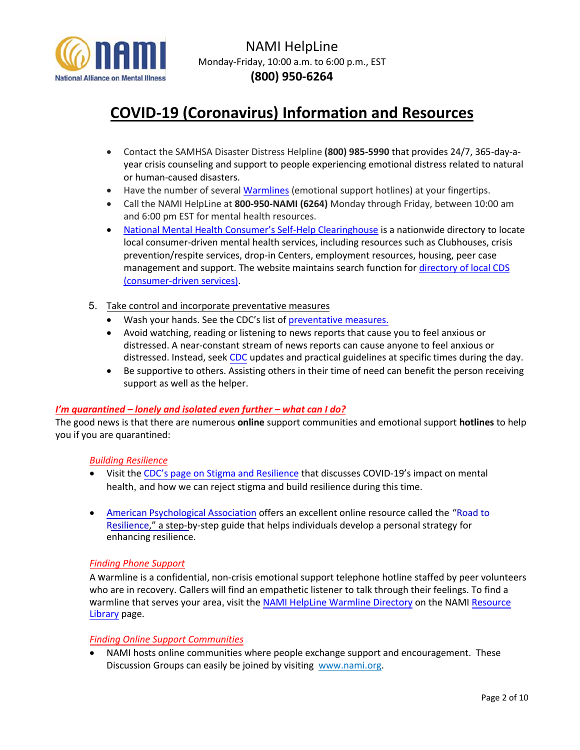- Contact the SAMHSA Disaster Distress Helpline **(800) 985-5990** that provides 24/7, 365-day-a-year crisis counseling and support to people experiencing emotional distress related to natural or human-caused disasters.
- Have the number of several Warmlines (emotional support hotlines) at your fingertips.
- Call the NAMI HelpLine at **800-950-NAMI (6264)** Monday through Friday, between 10:00 am and 6:00 pm EST for mental health resources.
- National Mental Health Consumer's Self-Help Clearinghouse is a nationwide directory to locate local consumer-driven mental health services, including resources such as Clubhouses, crisis prevention/respite services, drop-in Centers, employment resources, housing, peer case management and support. The website maintains search function for directory of local CDS (consumer-driven services).

5. Take control and incorporate preventative measures
   - Wash your hands. See the CDC's list of preventative measures.
   - Avoid watching, reading or listening to news reports that cause you to feel anxious or distressed. A near-constant stream of news reports can cause anyone to feel anxious or distressed. Instead, seek CDC updates and practical guidelines at specific times during the day.
   - Be supportive to others. Assisting others in their time of need can benefit the person receiving support as well as the helper.

### *I'm quarantined – lonely and isolated even further – what can I do?*

The good news is that there are numerous **online** support communities and emotional support **hotlines** to help you if you are quarantined:

#### *Building Resilience*

- Visit the CDC's page on Stigma and Resilience that discusses COVID-19's impact on mental health, and how we can reject stigma and build resilience during this time.
- American Psychological Association offers an excellent online resource called the "Road to Resilience," a step-by-step guide that helps individuals develop a personal strategy for enhancing resilience.

#### *Finding Phone Support*

A warmline is a confidential, non-crisis emotional support telephone hotline staffed by peer volunteers who are in recovery. Callers will find an empathetic listener to talk through their feelings. To find a warmline that serves your area, visit the NAMI HelpLine Warmline Directory on the NAMI Resource Library page.

#### *Finding Online Support Communities*

- NAMI hosts online communities where people exchange support and encouragement. These Discussion Groups can easily be joined by visiting www.nami.org.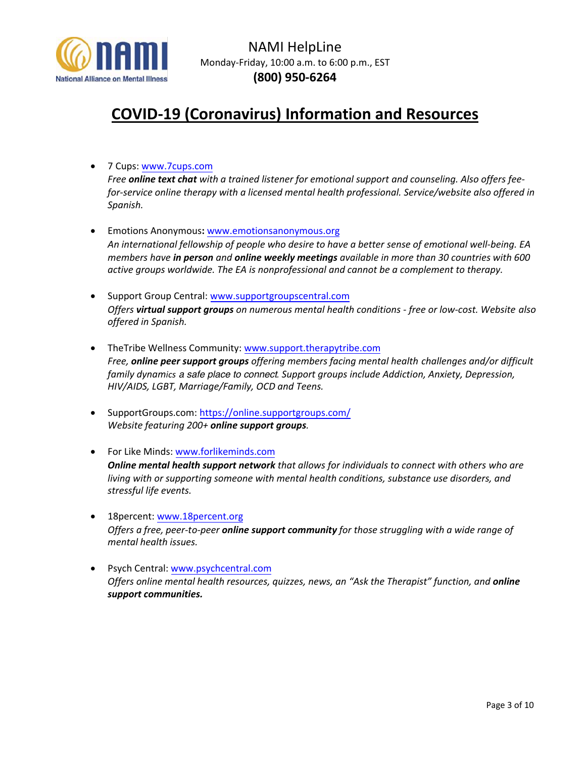NAMI HelpLine
Monday-Friday, 10:00 a.m. to 6:00 p.m., EST
**(800) 950-6264**

# COVID-19 (Coronavirus) Information and Resources

- 7 Cups: www.7cups.com
  *Free **online text chat** with a trained listener for emotional support and counseling. Also offers fee-for-service online therapy with a licensed mental health professional. Service/website also offered in Spanish.*

- Emotions Anonymous**:** www.emotionsanonymous.org
  *An international fellowship of people who desire to have a better sense of emotional well-being. EA members have **in person** and **online weekly meetings** available in more than 30 countries with 600 active groups worldwide. The EA is nonprofessional and cannot be a complement to therapy.*

- Support Group Central: www.supportgroupscentral.com
  *Offers **virtual support groups** on numerous mental health conditions - free or low-cost. Website also offered in Spanish.*

- TheTribe Wellness Community: www.support.therapytribe.com
  *Free, **online peer support groups** offering members facing mental health challenges and/or difficult family dynamics a safe place to connect. Support groups include Addiction, Anxiety, Depression, HIV/AIDS, LGBT, Marriage/Family, OCD and Teens.*

- SupportGroups.com: https://online.supportgroups.com/
  *Website featuring 200+ **online support groups**.*

- For Like Minds: www.forlikeminds.com
  ***Online mental health support network** that allows for individuals to connect with others who are living with or supporting someone with mental health conditions, substance use disorders, and stressful life events.*

- 18percent: www.18percent.org
  *Offers a free, peer-to-peer **online support community** for those struggling with a wide range of mental health issues.*

- Psych Central: www.psychcentral.com
  *Offers online mental health resources, quizzes, news, an "Ask the Therapist" function, and **online support communities.***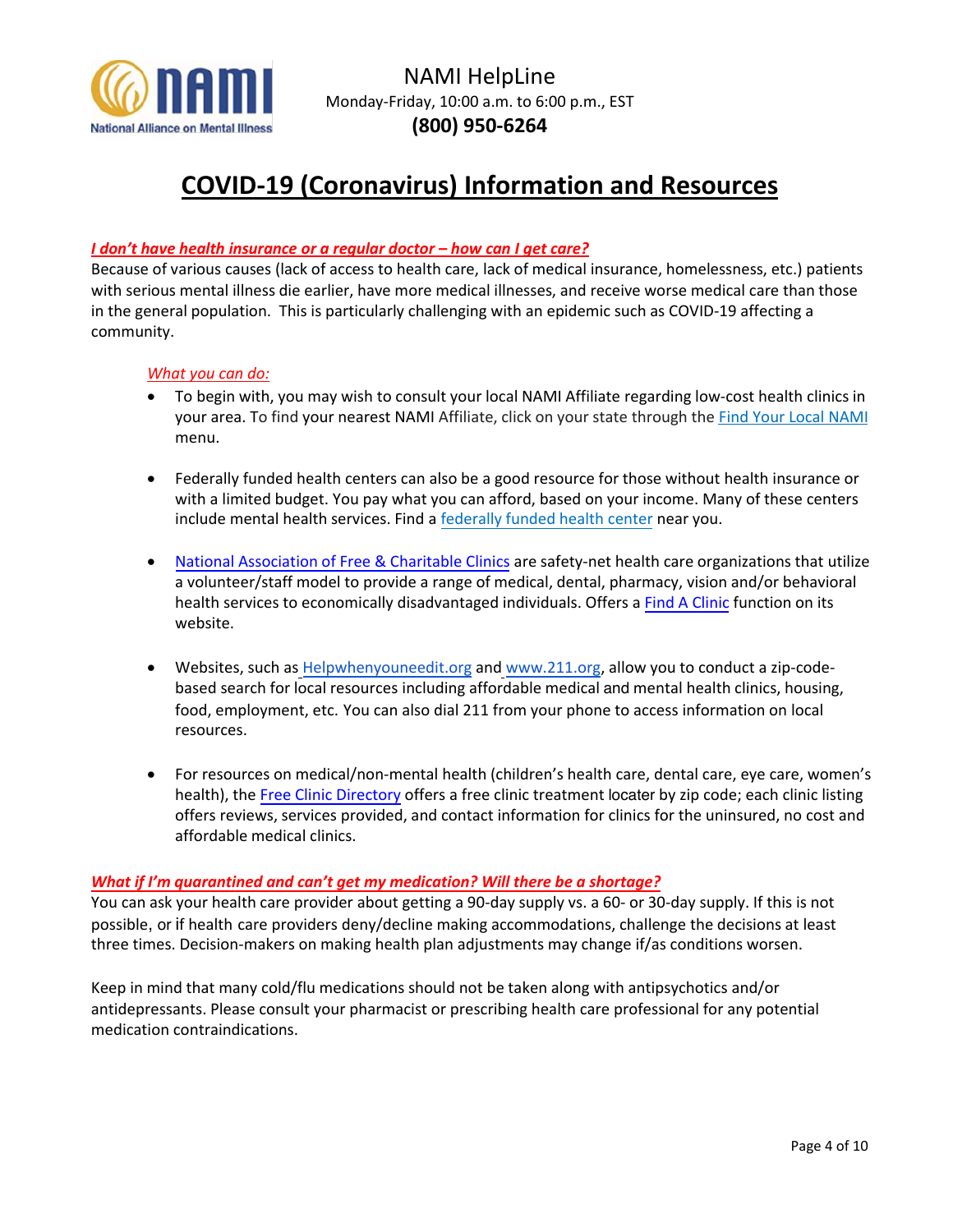NAMI HelpLine
Monday-Friday, 10:00 a.m. to 6:00 p.m., EST
**(800) 950-6264**

# COVID-19 (Coronavirus) Information and Resources

***I don't have health insurance or a regular doctor – how can I get care?***

Because of various causes (lack of access to health care, lack of medical insurance, homelessness, etc.) patients with serious mental illness die earlier, have more medical illnesses, and receive worse medical care than those in the general population. This is particularly challenging with an epidemic such as COVID-19 affecting a community.

*What you can do:*

- To begin with, you may wish to consult your local NAMI Affiliate regarding low-cost health clinics in your area. To find your nearest NAMI Affiliate, click on your state through the Find Your Local NAMI menu.
- Federally funded health centers can also be a good resource for those without health insurance or with a limited budget. You pay what you can afford, based on your income. Many of these centers include mental health services. Find a federally funded health center near you.
- National Association of Free & Charitable Clinics are safety-net health care organizations that utilize a volunteer/staff model to provide a range of medical, dental, pharmacy, vision and/or behavioral health services to economically disadvantaged individuals. Offers a Find A Clinic function on its website.
- Websites, such as Helpwhenyouneedit.org and www.211.org, allow you to conduct a zip-code-based search for local resources including affordable medical and mental health clinics, housing, food, employment, etc. You can also dial 211 from your phone to access information on local resources.
- For resources on medical/non-mental health (children's health care, dental care, eye care, women's health), the Free Clinic Directory offers a free clinic treatment locater by zip code; each clinic listing offers reviews, services provided, and contact information for clinics for the uninsured, no cost and affordable medical clinics.

***What if I'm quarantined and can't get my medication? Will there be a shortage?***

You can ask your health care provider about getting a 90-day supply vs. a 60- or 30-day supply. If this is not possible, or if health care providers deny/decline making accommodations, challenge the decisions at least three times. Decision-makers on making health plan adjustments may change if/as conditions worsen.

Keep in mind that many cold/flu medications should not be taken along with antipsychotics and/or antidepressants. Please consult your pharmacist or prescribing health care professional for any potential medication contraindications.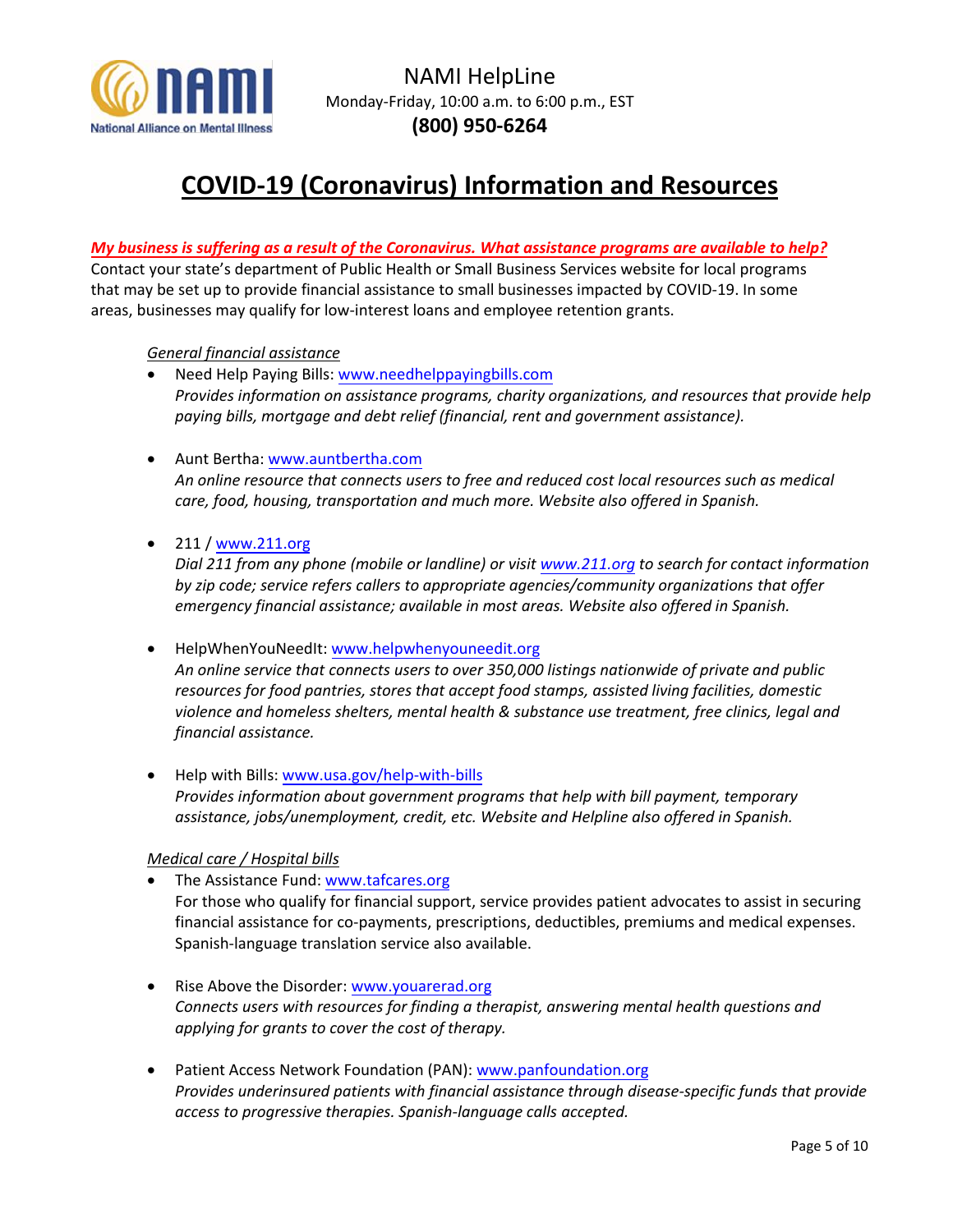# COVID-19 (Coronavirus) Information and Resources

***My business is suffering as a result of the Coronavirus. What assistance programs are available to help?***

Contact your state's department of Public Health or Small Business Services website for local programs that may be set up to provide financial assistance to small businesses impacted by COVID-19. In some areas, businesses may qualify for low-interest loans and employee retention grants.

*General financial assistance*

- Need Help Paying Bills: www.needhelppayingbills.com
  *Provides information on assistance programs, charity organizations, and resources that provide help paying bills, mortgage and debt relief (financial, rent and government assistance).*

- Aunt Bertha: www.auntbertha.com
  *An online resource that connects users to free and reduced cost local resources such as medical care, food, housing, transportation and much more. Website also offered in Spanish.*

- 211 / www.211.org
  *Dial 211 from any phone (mobile or landline) or visit www.211.org to search for contact information by zip code; service refers callers to appropriate agencies/community organizations that offer emergency financial assistance; available in most areas. Website also offered in Spanish.*

- HelpWhenYouNeedIt: www.helpwhenyouneedit.org
  *An online service that connects users to over 350,000 listings nationwide of private and public resources for food pantries, stores that accept food stamps, assisted living facilities, domestic violence and homeless shelters, mental health & substance use treatment, free clinics, legal and financial assistance.*

- Help with Bills: www.usa.gov/help-with-bills
  *Provides information about government programs that help with bill payment, temporary assistance, jobs/unemployment, credit, etc. Website and Helpline also offered in Spanish.*

*Medical care / Hospital bills*

- The Assistance Fund: www.tafcares.org
  For those who qualify for financial support, service provides patient advocates to assist in securing financial assistance for co-payments, prescriptions, deductibles, premiums and medical expenses. Spanish-language translation service also available.

- Rise Above the Disorder: www.youarerad.org
  *Connects users with resources for finding a therapist, answering mental health questions and applying for grants to cover the cost of therapy.*

- Patient Access Network Foundation (PAN): www.panfoundation.org
  *Provides underinsured patients with financial assistance through disease-specific funds that provide access to progressive therapies. Spanish-language calls accepted.*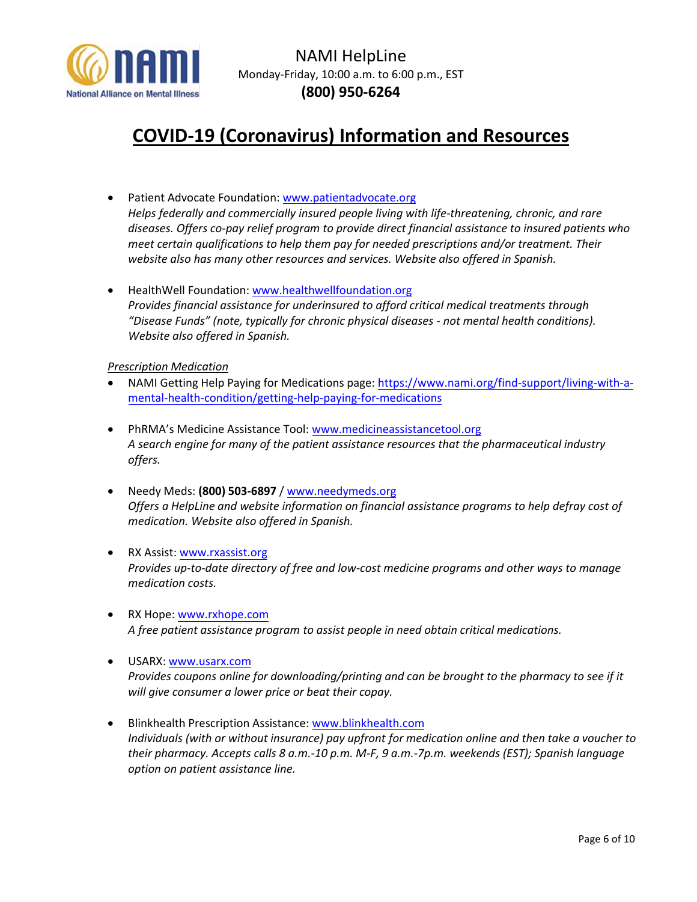- Patient Advocate Foundation: [www.patientadvocate.org](http://www.patientadvocate.org)
  *Helps federally and commercially insured people living with life-threatening, chronic, and rare diseases. Offers co-pay relief program to provide direct financial assistance to insured patients who meet certain qualifications to help them pay for needed prescriptions and/or treatment. Their website also has many other resources and services. Website also offered in Spanish.*

- HealthWell Foundation: [www.healthwellfoundation.org](http://www.healthwellfoundation.org)
  *Provides financial assistance for underinsured to afford critical medical treatments through "Disease Funds" (note, typically for chronic physical diseases - not mental health conditions). Website also offered in Spanish.*

*Prescription Medication*

- NAMI Getting Help Paying for Medications page: [https://www.nami.org/find-support/living-with-a-mental-health-condition/getting-help-paying-for-medications](https://www.nami.org/find-support/living-with-a-mental-health-condition/getting-help-paying-for-medications)

- PhRMA's Medicine Assistance Tool: [www.medicineassistancetool.org](http://www.medicineassistancetool.org)
  *A search engine for many of the patient assistance resources that the pharmaceutical industry offers.*

- Needy Meds: **(800) 503-6897** / [www.needymeds.org](http://www.needymeds.org)
  *Offers a HelpLine and website information on financial assistance programs to help defray cost of medication. Website also offered in Spanish.*

- RX Assist: [www.rxassist.org](http://www.rxassist.org)
  *Provides up-to-date directory of free and low-cost medicine programs and other ways to manage medication costs.*

- RX Hope: [www.rxhope.com](http://www.rxhope.com)
  *A free patient assistance program to assist people in need obtain critical medications.*

- USARX: [www.usarx.com](http://www.usarx.com)
  *Provides coupons online for downloading/printing and can be brought to the pharmacy to see if it will give consumer a lower price or beat their copay.*

- Blinkhealth Prescription Assistance: [www.blinkhealth.com](http://www.blinkhealth.com)
  *Individuals (with or without insurance) pay upfront for medication online and then take a voucher to their pharmacy. Accepts calls 8 a.m.-10 p.m. M-F, 9 a.m.-7p.m. weekends (EST); Spanish language option on patient assistance line.*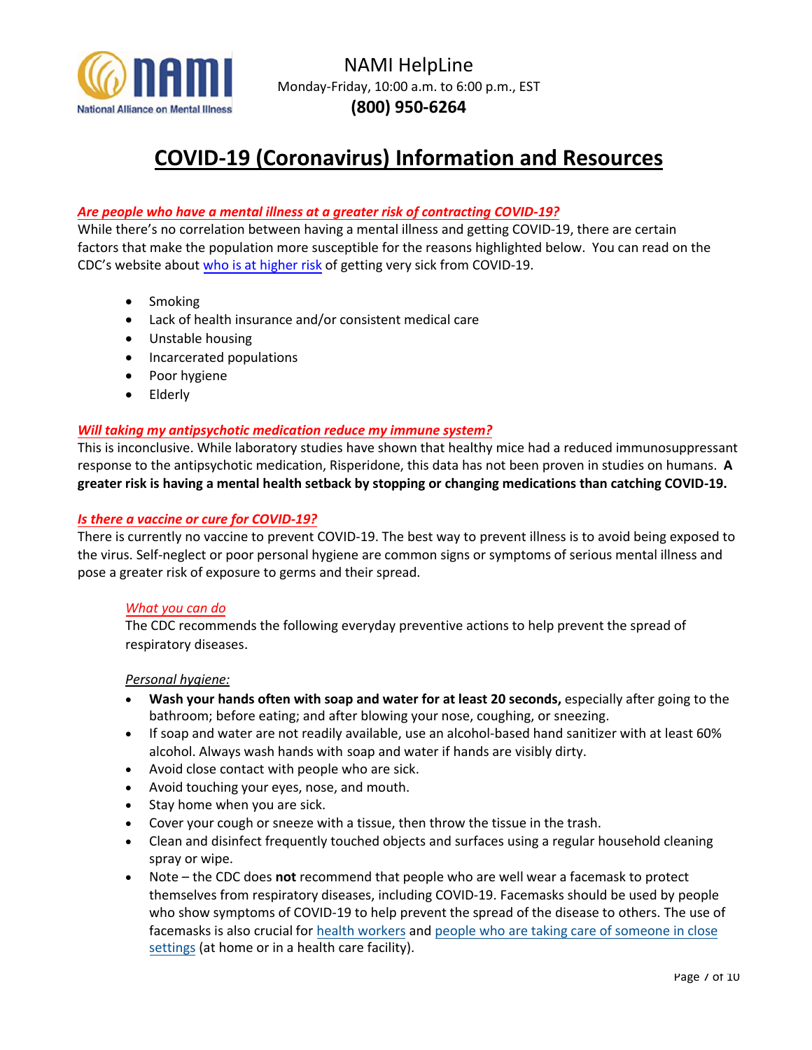NAMI HelpLine
Monday-Friday, 10:00 a.m. to 6:00 p.m., EST
**(800) 950-6264**

# COVID-19 (Coronavirus) Information and Resources

***Are people who have a mental illness at a greater risk of contracting COVID-19?***

While there's no correlation between having a mental illness and getting COVID-19, there are certain factors that make the population more susceptible for the reasons highlighted below. You can read on the CDC's website about who is at higher risk of getting very sick from COVID-19.

- Smoking
- Lack of health insurance and/or consistent medical care
- Unstable housing
- Incarcerated populations
- Poor hygiene
- Elderly

***Will taking my antipsychotic medication reduce my immune system?***

This is inconclusive. While laboratory studies have shown that healthy mice had a reduced immunosuppressant response to the antipsychotic medication, Risperidone, this data has not been proven in studies on humans. **A greater risk is having a mental health setback by stopping or changing medications than catching COVID-19.**

***Is there a vaccine or cure for COVID-19?***

There is currently no vaccine to prevent COVID-19. The best way to prevent illness is to avoid being exposed to the virus. Self-neglect or poor personal hygiene are common signs or symptoms of serious mental illness and pose a greater risk of exposure to germs and their spread.

*What you can do*

The CDC recommends the following everyday preventive actions to help prevent the spread of respiratory diseases.

*Personal hygiene:*

- **Wash your hands often with soap and water for at least 20 seconds,** especially after going to the bathroom; before eating; and after blowing your nose, coughing, or sneezing.
- If soap and water are not readily available, use an alcohol-based hand sanitizer with at least 60% alcohol. Always wash hands with soap and water if hands are visibly dirty.
- Avoid close contact with people who are sick.
- Avoid touching your eyes, nose, and mouth.
- Stay home when you are sick.
- Cover your cough or sneeze with a tissue, then throw the tissue in the trash.
- Clean and disinfect frequently touched objects and surfaces using a regular household cleaning spray or wipe.
- Note – the CDC does **not** recommend that people who are well wear a facemask to protect themselves from respiratory diseases, including COVID-19. Facemasks should be used by people who show symptoms of COVID-19 to help prevent the spread of the disease to others. The use of facemasks is also crucial for health workers and people who are taking care of someone in close settings (at home or in a health care facility).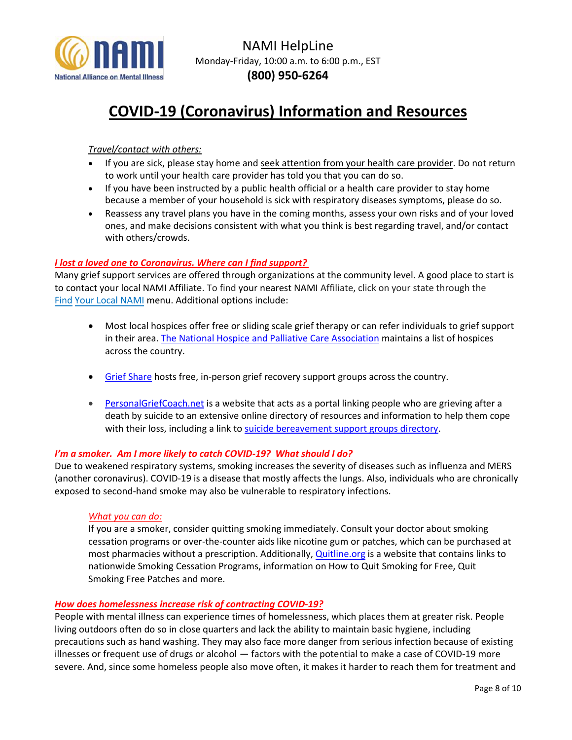# COVID-19 (Coronavirus) Information and Resources

*Travel/contact with others:*

- If you are sick, please stay home and seek attention from your health care provider. Do not return to work until your health care provider has told you that you can do so.
- If you have been instructed by a public health official or a health care provider to stay home because a member of your household is sick with respiratory diseases symptoms, please do so.
- Reassess any travel plans you have in the coming months, assess your own risks and of your loved ones, and make decisions consistent with what you think is best regarding travel, and/or contact with others/crowds.

***I lost a loved one to Coronavirus. Where can I find support?***

Many grief support services are offered through organizations at the community level. A good place to start is to contact your local NAMI Affiliate. To find your nearest NAMI Affiliate, click on your state through the Find Your Local NAMI menu. Additional options include:

- Most local hospices offer free or sliding scale grief therapy or can refer individuals to grief support in their area. The National Hospice and Palliative Care Association maintains a list of hospices across the country.
- Grief Share hosts free, in-person grief recovery support groups across the country.
- PersonalGriefCoach.net is a website that acts as a portal linking people who are grieving after a death by suicide to an extensive online directory of resources and information to help them cope with their loss, including a link to suicide bereavement support groups directory.

***I'm a smoker. Am I more likely to catch COVID-19? What should I do?***

Due to weakened respiratory systems, smoking increases the severity of diseases such as influenza and MERS (another coronavirus). COVID-19 is a disease that mostly affects the lungs. Also, individuals who are chronically exposed to second-hand smoke may also be vulnerable to respiratory infections.

*What you can do:*

If you are a smoker, consider quitting smoking immediately. Consult your doctor about smoking cessation programs or over-the-counter aids like nicotine gum or patches, which can be purchased at most pharmacies without a prescription. Additionally, Quitline.org is a website that contains links to nationwide Smoking Cessation Programs, information on How to Quit Smoking for Free, Quit Smoking Free Patches and more.

***How does homelessness increase risk of contracting COVID-19?***

People with mental illness can experience times of homelessness, which places them at greater risk. People living outdoors often do so in close quarters and lack the ability to maintain basic hygiene, including precautions such as hand washing. They may also face more danger from serious infection because of existing illnesses or frequent use of drugs or alcohol — factors with the potential to make a case of COVID-19 more severe. And, since some homeless people also move often, it makes it harder to reach them for treatment and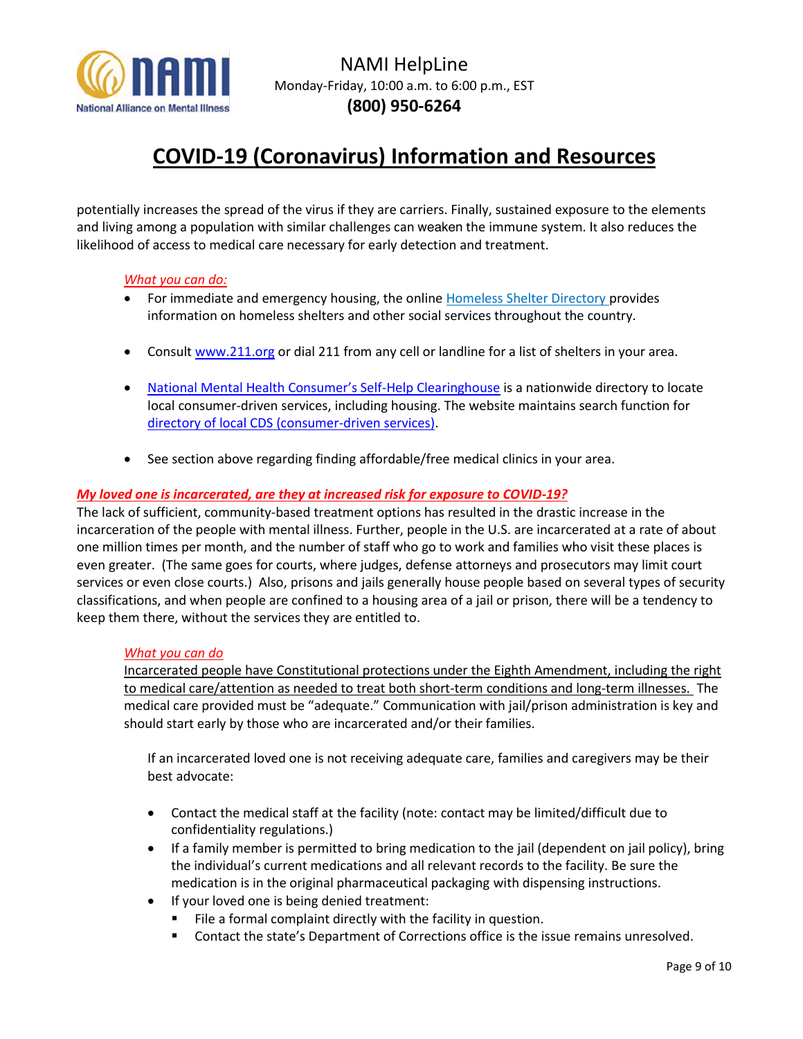potentially increases the spread of the virus if they are carriers. Finally, sustained exposure to the elements and living among a population with similar challenges can weaken the immune system. It also reduces the likelihood of access to medical care necessary for early detection and treatment.

*What you can do:*

- For immediate and emergency housing, the online [Homeless Shelter Directory](#) provides information on homeless shelters and other social services throughout the country.

- Consult [www.211.org](http://www.211.org) or dial 211 from any cell or landline for a list of shelters in your area.

- [National Mental Health Consumer's Self-Help Clearinghouse](#) is a nationwide directory to locate local consumer-driven services, including housing. The website maintains search function for [directory of local CDS (consumer-driven services)](#).

- See section above regarding finding affordable/free medical clinics in your area.

***My loved one is incarcerated, are they at increased risk for exposure to COVID-19?***

The lack of sufficient, community-based treatment options has resulted in the drastic increase in the incarceration of the people with mental illness. Further, people in the U.S. are incarcerated at a rate of about one million times per month, and the number of staff who go to work and families who visit these places is even greater. (The same goes for courts, where judges, defense attorneys and prosecutors may limit court services or even close courts.) Also, prisons and jails generally house people based on several types of security classifications, and when people are confined to a housing area of a jail or prison, there will be a tendency to keep them there, without the services they are entitled to.

*What you can do*

Incarcerated people have Constitutional protections under the Eighth Amendment, including the right to medical care/attention as needed to treat both short-term conditions and long-term illnesses. The medical care provided must be "adequate." Communication with jail/prison administration is key and should start early by those who are incarcerated and/or their families.

If an incarcerated loved one is not receiving adequate care, families and caregivers may be their best advocate:

- Contact the medical staff at the facility (note: contact may be limited/difficult due to confidentiality regulations.)
- If a family member is permitted to bring medication to the jail (dependent on jail policy), bring the individual's current medications and all relevant records to the facility. Be sure the medication is in the original pharmaceutical packaging with dispensing instructions.
- If your loved one is being denied treatment:
  - File a formal complaint directly with the facility in question.
  - Contact the state's Department of Corrections office is the issue remains unresolved.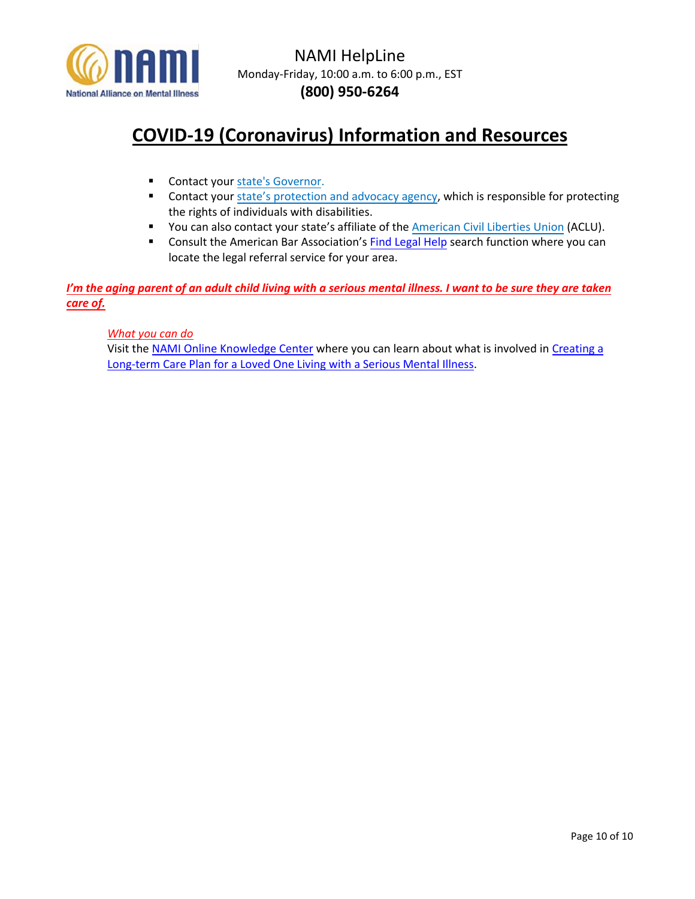NAMI HelpLine
Monday-Friday, 10:00 a.m. to 6:00 p.m., EST
**(800) 950-6264**

# COVID-19 (Coronavirus) Information and Resources

- Contact your state's Governor.
- Contact your state's protection and advocacy agency, which is responsible for protecting the rights of individuals with disabilities.
- You can also contact your state's affiliate of the American Civil Liberties Union (ACLU).
- Consult the American Bar Association's Find Legal Help search function where you can locate the legal referral service for your area.

***I'm the aging parent of an adult child living with a serious mental illness. I want to be sure they are taken care of.***

*What you can do*

Visit the NAMI Online Knowledge Center where you can learn about what is involved in Creating a Long-term Care Plan for a Loved One Living with a Serious Mental Illness.